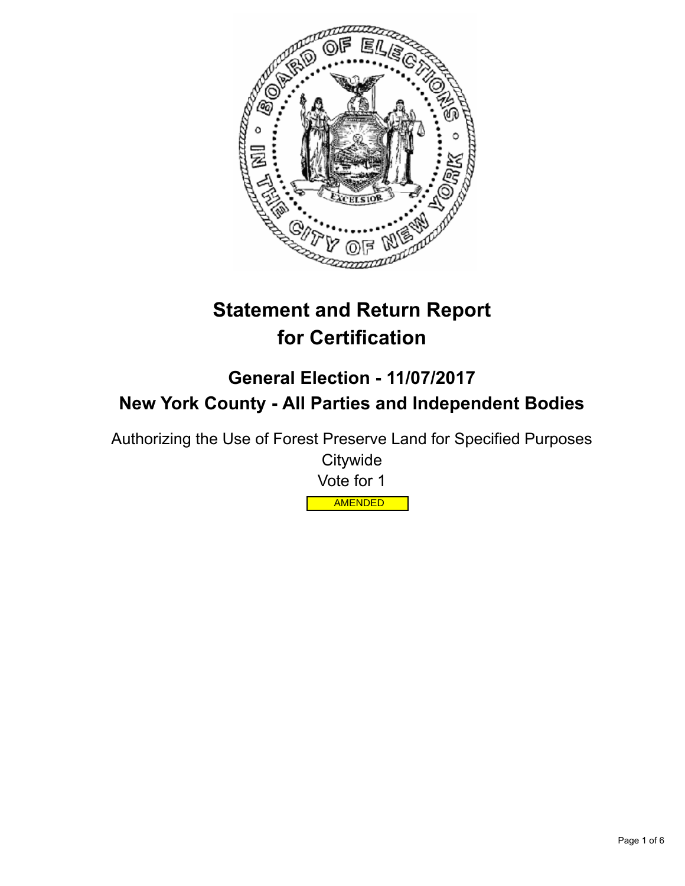# Statement and Return Report for Certification

## General Election - 11/07/2017

## New York County - All Parties and Independent Bodies

Authorizing the Use of Forest Preserve Land for Specified Purposes

Citywide

Vote for 1

AMENDED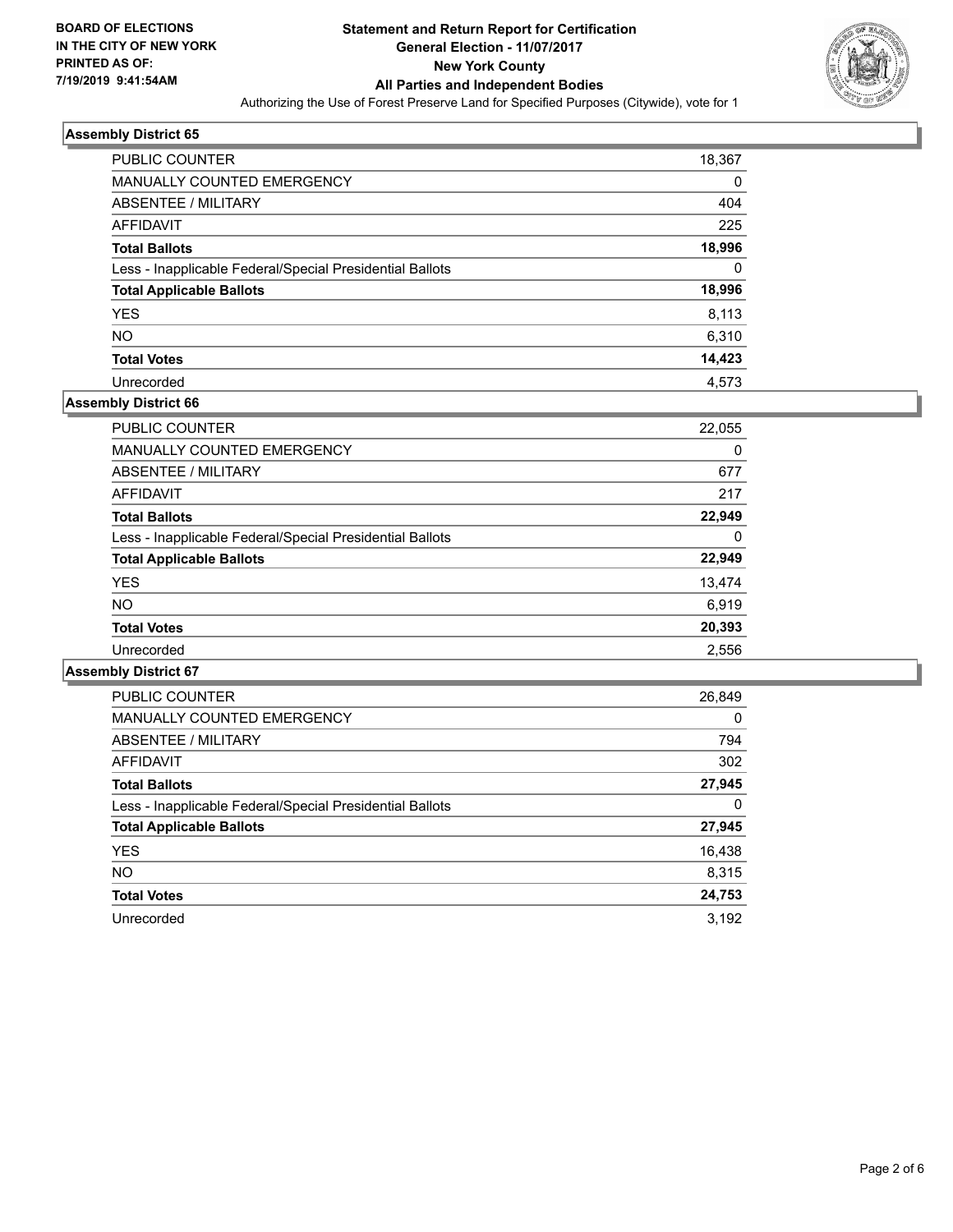**BOARD OF ELECTIONS IN THE CITY OF NEW YORK PRINTED AS OF: 7/19/2019 9:41:54AM**

# Statement and Return Report for Certification
## General Election - 11/07/2017
## New York County
## All Parties and Independent Bodies

Authorizing the Use of Forest Preserve Land for Specified Purposes (Citywide), vote for 1

### Assembly District 65

| | |
|---|---|
| PUBLIC COUNTER | 18,367 |
| MANUALLY COUNTED EMERGENCY | 0 |
| ABSENTEE / MILITARY | 404 |
| AFFIDAVIT | 225 |
| **Total Ballots** | **18,996** |
| Less - Inapplicable Federal/Special Presidential Ballots | 0 |
| **Total Applicable Ballots** | **18,996** |
| YES | 8,113 |
| NO | 6,310 |
| **Total Votes** | **14,423** |
| Unrecorded | 4,573 |

### Assembly District 66

| | |
|---|---|
| PUBLIC COUNTER | 22,055 |
| MANUALLY COUNTED EMERGENCY | 0 |
| ABSENTEE / MILITARY | 677 |
| AFFIDAVIT | 217 |
| **Total Ballots** | **22,949** |
| Less - Inapplicable Federal/Special Presidential Ballots | 0 |
| **Total Applicable Ballots** | **22,949** |
| YES | 13,474 |
| NO | 6,919 |
| **Total Votes** | **20,393** |
| Unrecorded | 2,556 |

### Assembly District 67

| | |
|---|---|
| PUBLIC COUNTER | 26,849 |
| MANUALLY COUNTED EMERGENCY | 0 |
| ABSENTEE / MILITARY | 794 |
| AFFIDAVIT | 302 |
| **Total Ballots** | **27,945** |
| Less - Inapplicable Federal/Special Presidential Ballots | 0 |
| **Total Applicable Ballots** | **27,945** |
| YES | 16,438 |
| NO | 8,315 |
| **Total Votes** | **24,753** |
| Unrecorded | 3,192 |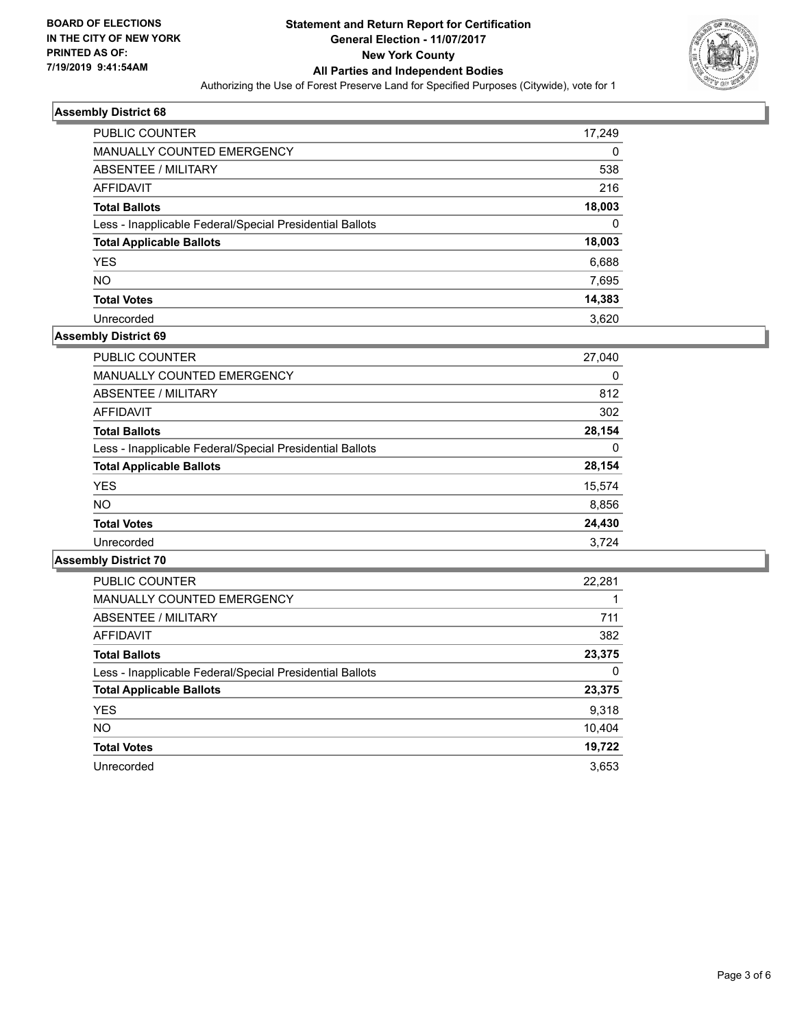**BOARD OF ELECTIONS IN THE CITY OF NEW YORK PRINTED AS OF: 7/19/2019 9:41:54AM**

# Statement and Return Report for Certification
## General Election - 11/07/2017
## New York County
## All Parties and Independent Bodies

Authorizing the Use of Forest Preserve Land for Specified Purposes (Citywide), vote for 1

### Assembly District 68

| | |
|---|---|
| PUBLIC COUNTER | 17,249 |
| MANUALLY COUNTED EMERGENCY | 0 |
| ABSENTEE / MILITARY | 538 |
| AFFIDAVIT | 216 |
| **Total Ballots** | **18,003** |
| Less - Inapplicable Federal/Special Presidential Ballots | 0 |
| **Total Applicable Ballots** | **18,003** |
| YES | 6,688 |
| NO | 7,695 |
| **Total Votes** | **14,383** |
| Unrecorded | 3,620 |

### Assembly District 69

| | |
|---|---|
| PUBLIC COUNTER | 27,040 |
| MANUALLY COUNTED EMERGENCY | 0 |
| ABSENTEE / MILITARY | 812 |
| AFFIDAVIT | 302 |
| **Total Ballots** | **28,154** |
| Less - Inapplicable Federal/Special Presidential Ballots | 0 |
| **Total Applicable Ballots** | **28,154** |
| YES | 15,574 |
| NO | 8,856 |
| **Total Votes** | **24,430** |
| Unrecorded | 3,724 |

### Assembly District 70

| | |
|---|---|
| PUBLIC COUNTER | 22,281 |
| MANUALLY COUNTED EMERGENCY | 1 |
| ABSENTEE / MILITARY | 711 |
| AFFIDAVIT | 382 |
| **Total Ballots** | **23,375** |
| Less - Inapplicable Federal/Special Presidential Ballots | 0 |
| **Total Applicable Ballots** | **23,375** |
| YES | 9,318 |
| NO | 10,404 |
| **Total Votes** | **19,722** |
| Unrecorded | 3,653 |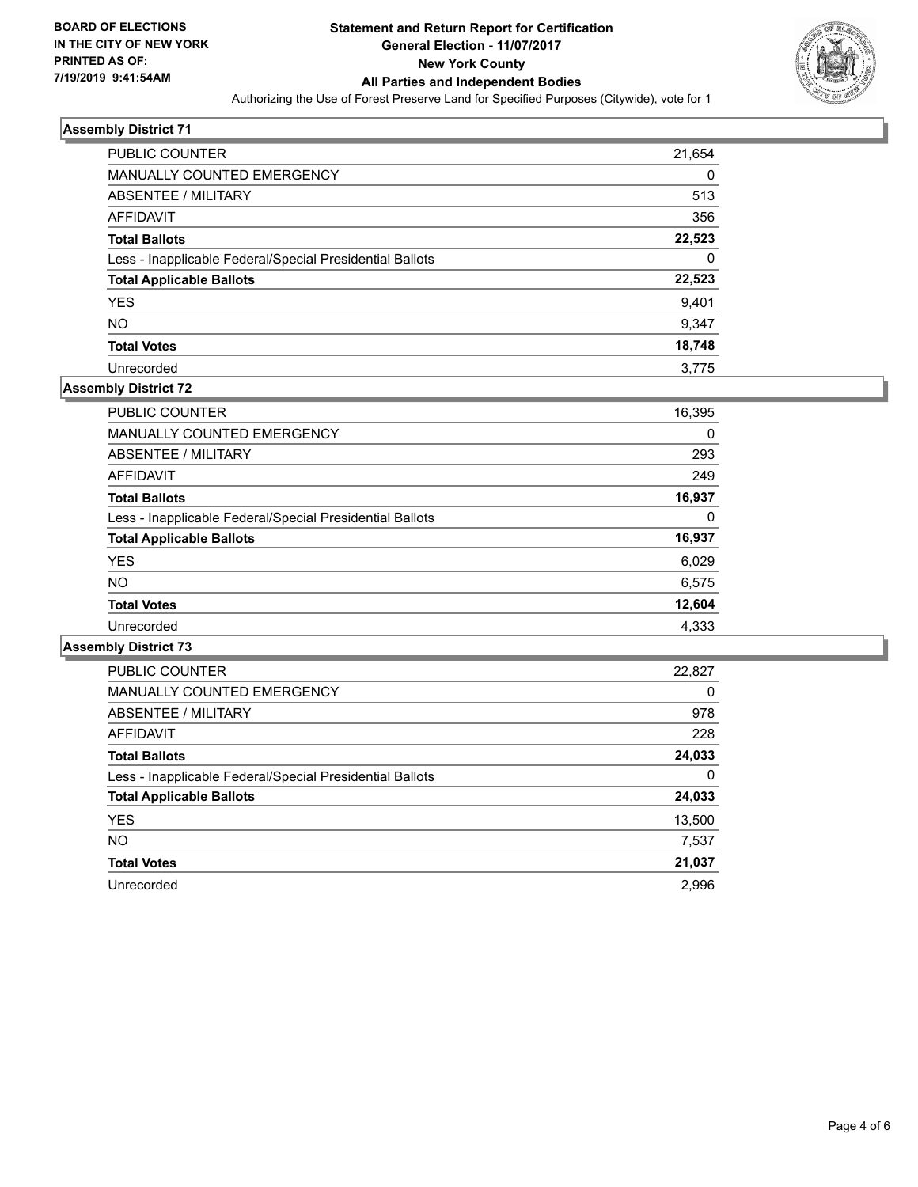BOARD OF ELECTIONS
IN THE CITY OF NEW YORK
PRINTED AS OF:
7/19/2019 9:41:54AM

**Statement and Return Report for Certification**
**General Election - 11/07/2017**
**New York County**
**All Parties and Independent Bodies**
Authorizing the Use of Forest Preserve Land for Specified Purposes (Citywide), vote for 1

### Assembly District 71

| | |
|---|---|
| PUBLIC COUNTER | 21,654 |
| MANUALLY COUNTED EMERGENCY | 0 |
| ABSENTEE / MILITARY | 513 |
| AFFIDAVIT | 356 |
| **Total Ballots** | **22,523** |
| Less - Inapplicable Federal/Special Presidential Ballots | 0 |
| **Total Applicable Ballots** | **22,523** |
| YES | 9,401 |
| NO | 9,347 |
| **Total Votes** | **18,748** |
| Unrecorded | 3,775 |

### Assembly District 72

| | |
|---|---|
| PUBLIC COUNTER | 16,395 |
| MANUALLY COUNTED EMERGENCY | 0 |
| ABSENTEE / MILITARY | 293 |
| AFFIDAVIT | 249 |
| **Total Ballots** | **16,937** |
| Less - Inapplicable Federal/Special Presidential Ballots | 0 |
| **Total Applicable Ballots** | **16,937** |
| YES | 6,029 |
| NO | 6,575 |
| **Total Votes** | **12,604** |
| Unrecorded | 4,333 |

### Assembly District 73

| | |
|---|---|
| PUBLIC COUNTER | 22,827 |
| MANUALLY COUNTED EMERGENCY | 0 |
| ABSENTEE / MILITARY | 978 |
| AFFIDAVIT | 228 |
| **Total Ballots** | **24,033** |
| Less - Inapplicable Federal/Special Presidential Ballots | 0 |
| **Total Applicable Ballots** | **24,033** |
| YES | 13,500 |
| NO | 7,537 |
| **Total Votes** | **21,037** |
| Unrecorded | 2,996 |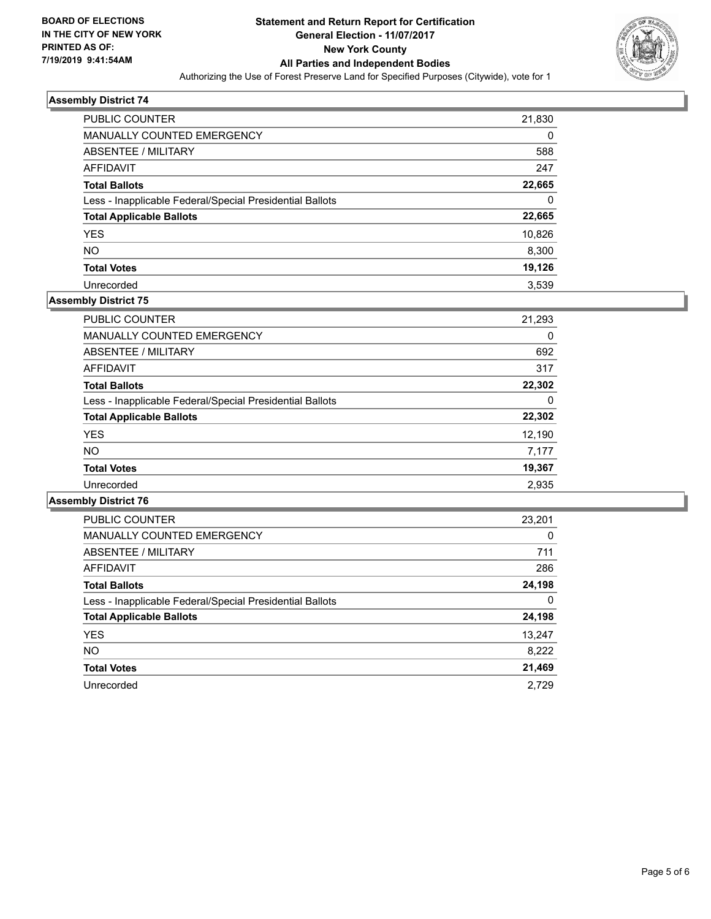**BOARD OF ELECTIONS IN THE CITY OF NEW YORK PRINTED AS OF: 7/19/2019 9:41:54AM**

**Statement and Return Report for Certification General Election - 11/07/2017 New York County All Parties and Independent Bodies**

Authorizing the Use of Forest Preserve Land for Specified Purposes (Citywide), vote for 1

### Assembly District 74

| | |
|---|---|
| PUBLIC COUNTER | 21,830 |
| MANUALLY COUNTED EMERGENCY | 0 |
| ABSENTEE / MILITARY | 588 |
| AFFIDAVIT | 247 |
| **Total Ballots** | **22,665** |
| Less - Inapplicable Federal/Special Presidential Ballots | 0 |
| **Total Applicable Ballots** | **22,665** |
| YES | 10,826 |
| NO | 8,300 |
| **Total Votes** | **19,126** |
| Unrecorded | 3,539 |

### Assembly District 75

| | |
|---|---|
| PUBLIC COUNTER | 21,293 |
| MANUALLY COUNTED EMERGENCY | 0 |
| ABSENTEE / MILITARY | 692 |
| AFFIDAVIT | 317 |
| **Total Ballots** | **22,302** |
| Less - Inapplicable Federal/Special Presidential Ballots | 0 |
| **Total Applicable Ballots** | **22,302** |
| YES | 12,190 |
| NO | 7,177 |
| **Total Votes** | **19,367** |
| Unrecorded | 2,935 |

### Assembly District 76

| | |
|---|---|
| PUBLIC COUNTER | 23,201 |
| MANUALLY COUNTED EMERGENCY | 0 |
| ABSENTEE / MILITARY | 711 |
| AFFIDAVIT | 286 |
| **Total Ballots** | **24,198** |
| Less - Inapplicable Federal/Special Presidential Ballots | 0 |
| **Total Applicable Ballots** | **24,198** |
| YES | 13,247 |
| NO | 8,222 |
| **Total Votes** | **21,469** |
| Unrecorded | 2,729 |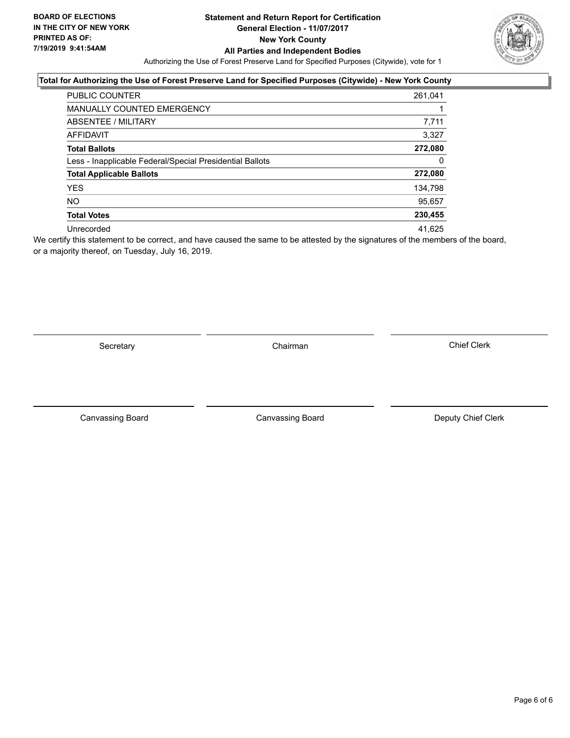**BOARD OF ELECTIONS IN THE CITY OF NEW YORK PRINTED AS OF: 7/19/2019 9:41:54AM**

**Statement and Return Report for Certification**
**General Election - 11/07/2017**
**New York County**
**All Parties and Independent Bodies**

Authorizing the Use of Forest Preserve Land for Specified Purposes (Citywide), vote for 1

### Total for Authorizing the Use of Forest Preserve Land for Specified Purposes (Citywide) - New York County

| | |
|---|---|
| PUBLIC COUNTER | 261,041 |
| MANUALLY COUNTED EMERGENCY | 1 |
| ABSENTEE / MILITARY | 7,711 |
| AFFIDAVIT | 3,327 |
| **Total Ballots** | **272,080** |
| Less - Inapplicable Federal/Special Presidential Ballots | 0 |
| **Total Applicable Ballots** | **272,080** |
| YES | 134,798 |
| NO | 95,657 |
| **Total Votes** | **230,455** |
| Unrecorded | 41,625 |

We certify this statement to be correct, and have caused the same to be attested by the signatures of the members of the board, or a majority thereof, on Tuesday, July 16, 2019.

Secretary

Chairman

Chief Clerk

Canvassing Board

Canvassing Board

Deputy Chief Clerk